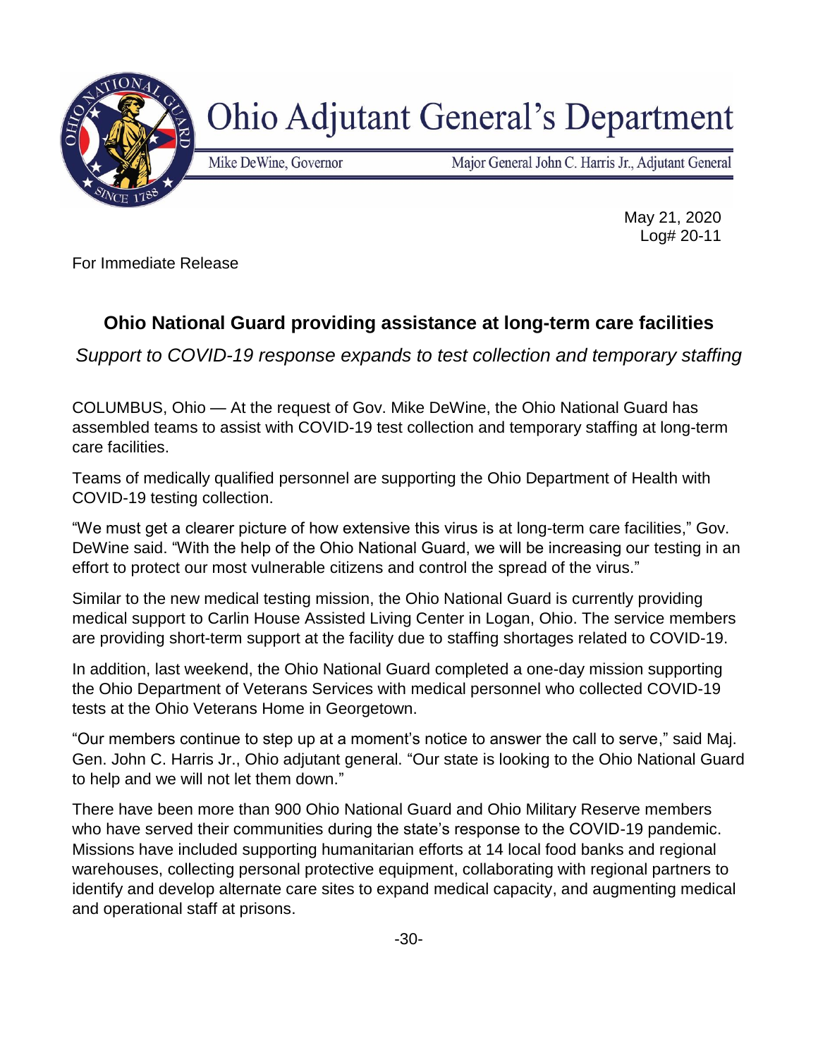# Ohio Adjutant General's Department

Mike DeWine, Governor

Major General John C. Harris Jr., Adjutant General

May 21, 2020
Log# 20-11

For Immediate Release

## Ohio National Guard providing assistance at long-term care facilities

*Support to COVID-19 response expands to test collection and temporary staffing*

COLUMBUS, Ohio — At the request of Gov. Mike DeWine, the Ohio National Guard has assembled teams to assist with COVID-19 test collection and temporary staffing at long-term care facilities.

Teams of medically qualified personnel are supporting the Ohio Department of Health with COVID-19 testing collection.

"We must get a clearer picture of how extensive this virus is at long-term care facilities," Gov. DeWine said. "With the help of the Ohio National Guard, we will be increasing our testing in an effort to protect our most vulnerable citizens and control the spread of the virus."

Similar to the new medical testing mission, the Ohio National Guard is currently providing medical support to Carlin House Assisted Living Center in Logan, Ohio. The service members are providing short-term support at the facility due to staffing shortages related to COVID-19.

In addition, last weekend, the Ohio National Guard completed a one-day mission supporting the Ohio Department of Veterans Services with medical personnel who collected COVID-19 tests at the Ohio Veterans Home in Georgetown.

"Our members continue to step up at a moment's notice to answer the call to serve," said Maj. Gen. John C. Harris Jr., Ohio adjutant general. "Our state is looking to the Ohio National Guard to help and we will not let them down."

There have been more than 900 Ohio National Guard and Ohio Military Reserve members who have served their communities during the state's response to the COVID-19 pandemic. Missions have included supporting humanitarian efforts at 14 local food banks and regional warehouses, collecting personal protective equipment, collaborating with regional partners to identify and develop alternate care sites to expand medical capacity, and augmenting medical and operational staff at prisons.

-30-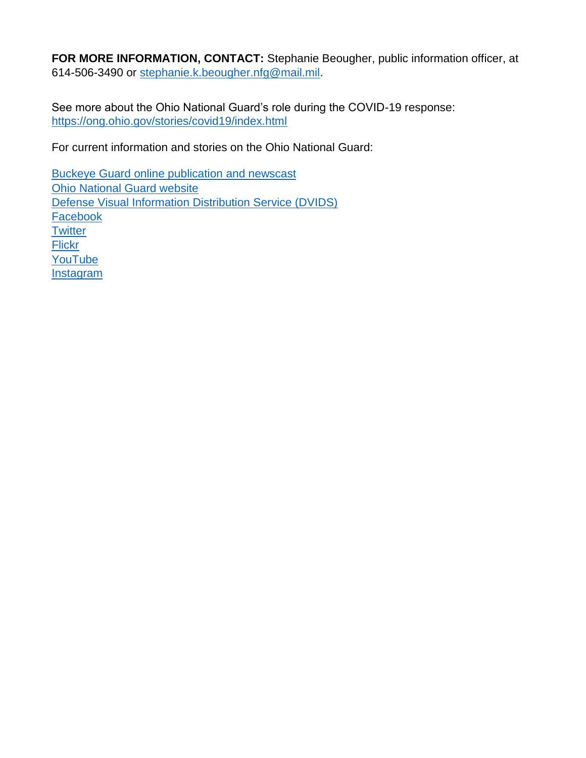**FOR MORE INFORMATION, CONTACT:** Stephanie Beougher, public information officer, at 614-506-3490 or stephanie.k.beougher.nfg@mail.mil.

See more about the Ohio National Guard's role during the COVID-19 response: https://ong.ohio.gov/stories/covid19/index.html

For current information and stories on the Ohio National Guard:

Buckeye Guard online publication and newscast
Ohio National Guard website
Defense Visual Information Distribution Service (DVIDS)
Facebook
Twitter
Flickr
YouTube
Instagram